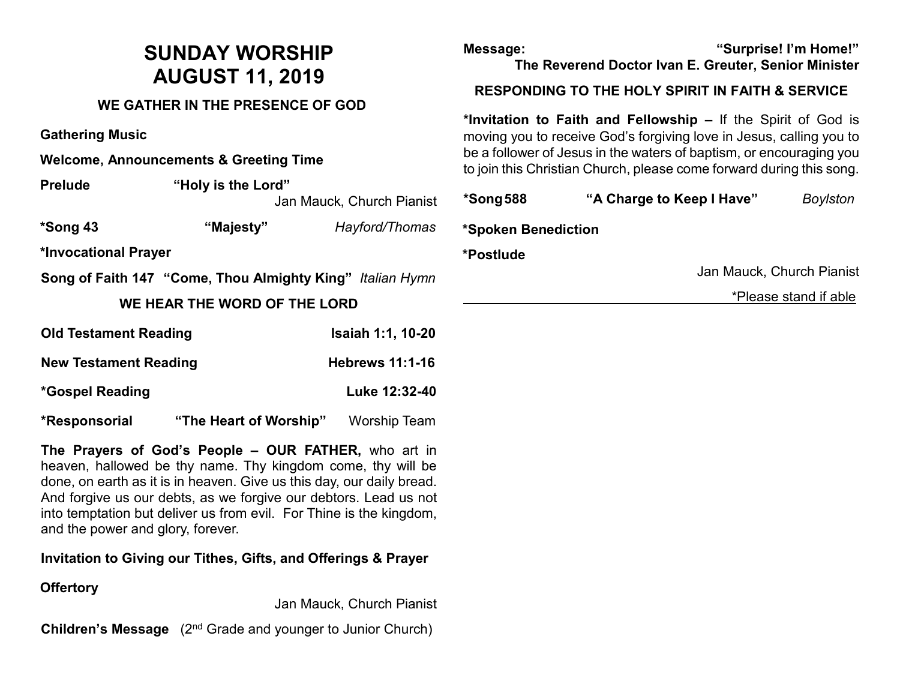# SUNDAY WORSHIP
# AUGUST 11, 2019

## WE GATHER IN THE PRESENCE OF GOD

**Gathering Music**

**Welcome, Announcements & Greeting Time**

**Prelude** **"Holy is the Lord"**
Jan Mauck, Church Pianist

**\*Song 43** **"Majesty"** *Hayford/Thomas*

**\*Invocational Prayer**

**Song of Faith 147** **"Come, Thou Almighty King"** *Italian Hymn*

## WE HEAR THE WORD OF THE LORD

**Old Testament Reading** **Isaiah 1:1, 10-20**

**New Testament Reading** **Hebrews 11:1-16**

**\*Gospel Reading** **Luke 12:32-40**

**\*Responsorial** **"The Heart of Worship"** Worship Team

**The Prayers of God's People – OUR FATHER,** who art in heaven, hallowed be thy name. Thy kingdom come, thy will be done, on earth as it is in heaven. Give us this day, our daily bread. And forgive us our debts, as we forgive our debtors. Lead us not into temptation but deliver us from evil. For Thine is the kingdom, and the power and glory, forever.

**Invitation to Giving our Tithes, Gifts, and Offerings & Prayer**

**Offertory**
Jan Mauck, Church Pianist

**Children's Message** (2nd Grade and younger to Junior Church)

**Message:** **"Surprise! I'm Home!"**
**The Reverend Doctor Ivan E. Greuter, Senior Minister**

## RESPONDING TO THE HOLY SPIRIT IN FAITH & SERVICE

**\*Invitation to Faith and Fellowship –** If the Spirit of God is moving you to receive God's forgiving love in Jesus, calling you to be a follower of Jesus in the waters of baptism, or encouraging you to join this Christian Church, please come forward during this song.

**\*Song 588** **"A Charge to Keep I Have"** *Boylston*

**\*Spoken Benediction**

**\*Postlude**
Jan Mauck, Church Pianist

\*Please stand if able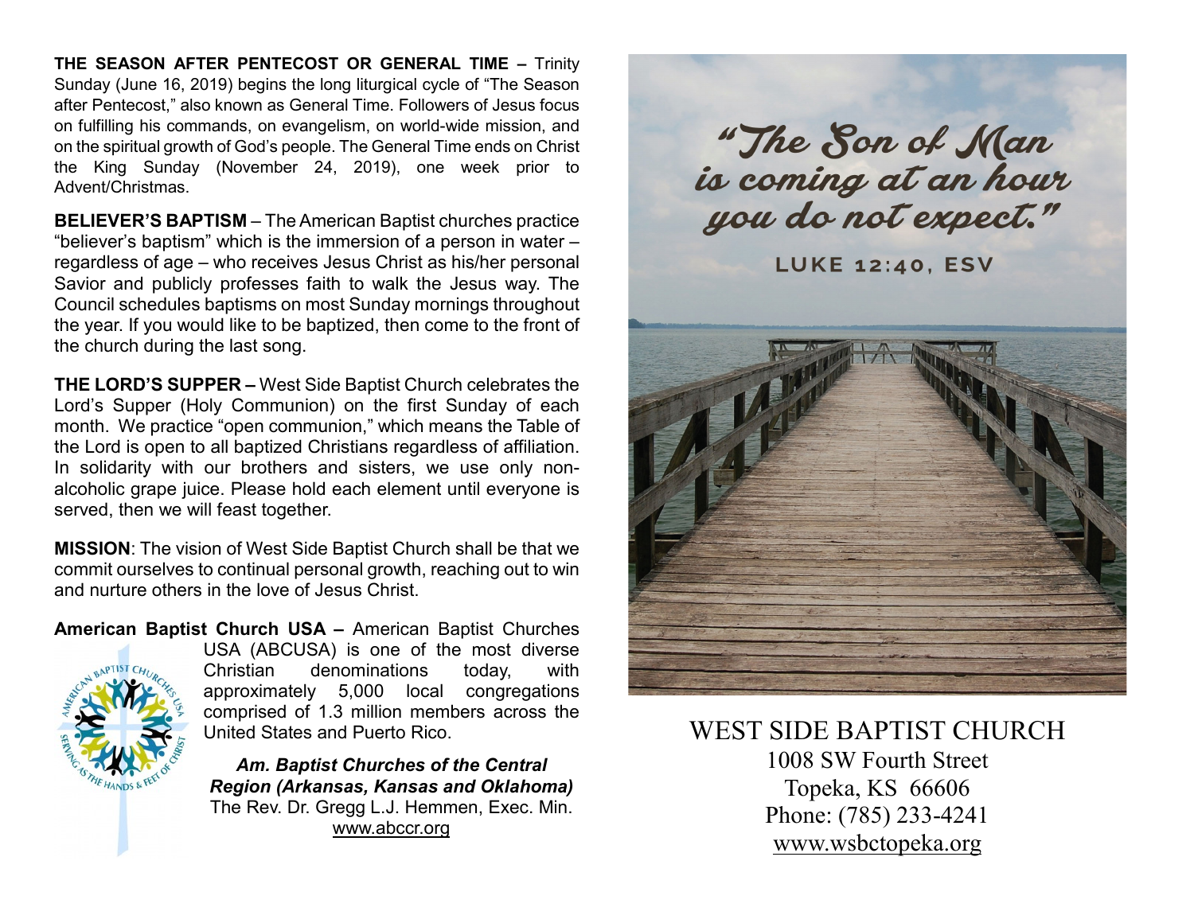**THE SEASON AFTER PENTECOST OR GENERAL TIME –** Trinity Sunday (June 16, 2019) begins the long liturgical cycle of "The Season after Pentecost," also known as General Time. Followers of Jesus focus on fulfilling his commands, on evangelism, on world-wide mission, and on the spiritual growth of God's people. The General Time ends on Christ the King Sunday (November 24, 2019), one week prior to Advent/Christmas.

**BELIEVER'S BAPTISM** – The American Baptist churches practice "believer's baptism" which is the immersion of a person in water – regardless of age – who receives Jesus Christ as his/her personal Savior and publicly professes faith to walk the Jesus way. The Council schedules baptisms on most Sunday mornings throughout the year. If you would like to be baptized, then come to the front of the church during the last song.

**THE LORD'S SUPPER –** West Side Baptist Church celebrates the Lord's Supper (Holy Communion) on the first Sunday of each month. We practice "open communion," which means the Table of the Lord is open to all baptized Christians regardless of affiliation. In solidarity with our brothers and sisters, we use only non-alcoholic grape juice. Please hold each element until everyone is served, then we will feast together.

**MISSION**: The vision of West Side Baptist Church shall be that we commit ourselves to continual personal growth, reaching out to win and nurture others in the love of Jesus Christ.

**American Baptist Church USA –** American Baptist Churches USA (ABCUSA) is one of the most diverse Christian denominations today, with approximately 5,000 local congregations comprised of 1.3 million members across the United States and Puerto Rico.

***Am. Baptist Churches of the Central Region (Arkansas, Kansas and Oklahoma)***
The Rev. Dr. Gregg L.J. Hemmen, Exec. Min.
www.abccr.org

"The Son of Man is coming at an hour you do not expect."

LUKE 12:40, ESV

WEST SIDE BAPTIST CHURCH
1008 SW Fourth Street
Topeka, KS 66606
Phone: (785) 233-4241
www.wsbctopeka.org